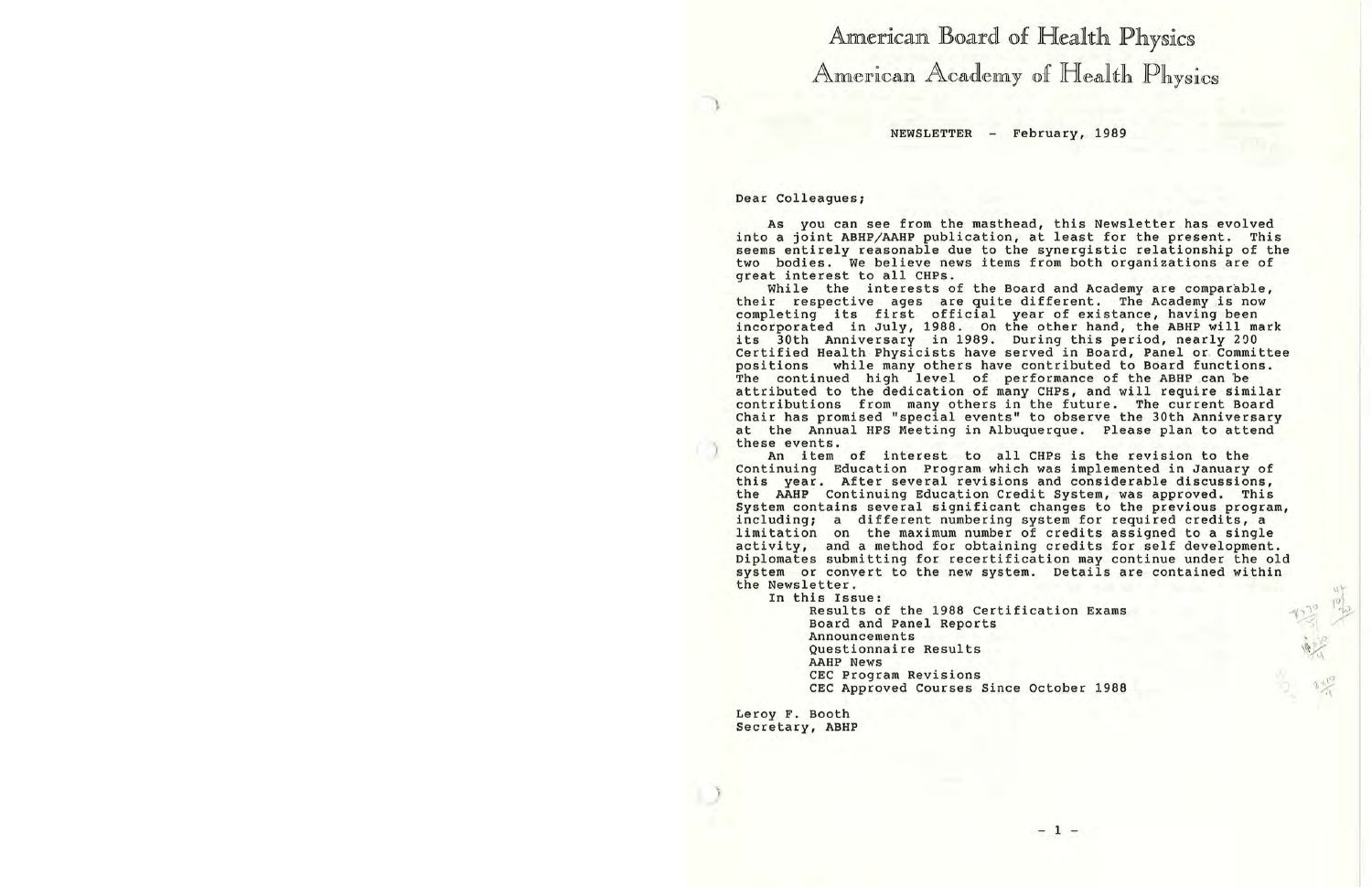# American Board of Health Physics

# American Academy of Health Physics

NEWSLETTER - February, 1989

Dear Colleagues;

As you can see from the masthead, this Newsletter has evolved into a joint ABHP/AAHP publication, at least for the present. This seems entirely reasonable due to the synergistic relationship of the two bodies. We believe news items from both organizations are of great interest to all CHPs.

While the interests of the Board and Academy are comparable, their respective ages are quite different. The Academy is now completing its first official year of existance, having been incorporated in July, 1988. On the other hand, the ABHP will mark its 30th Anniversary in 1989. During this period, nearly 200 Certified Health Physicists have served in Board, Panel or Committee positions while many others have contributed to Board functions. The continued high level of performance of the ABHP can be attributed to the dedication of many CHPs, and will require similar contributions from many others in the future. The current Board Chair has promised "special events" to observe the 30th Anniversary at the Annual HPS Meeting in Albuquerque. Please plan to attend these events.

An item of interest to all CHPs is the revision to the Continuing Education Program which was implemented in January of this year. After several revisions and considerable discussions, the AAHP Continuing Education Credit System, was approved. This System contains several significant changes to the previous program, including; a different numbering system for required credits, a limitation on the maximum number of credits assigned to a single activity, and a method for obtaining credits for self development. Diplomates submitting for recertification may continue under the old system or convert to the new system. Details are contained within the Newsletter.

In this Issue:

- Results of the 1988 Certification Exams
- Board and Panel Reports
- Announcements
- Questionnaire Results
- AAHP News
- CEC Program Revisions
- CEC Approved Courses Since October 1988

Leroy F. Booth
Secretary, ABHP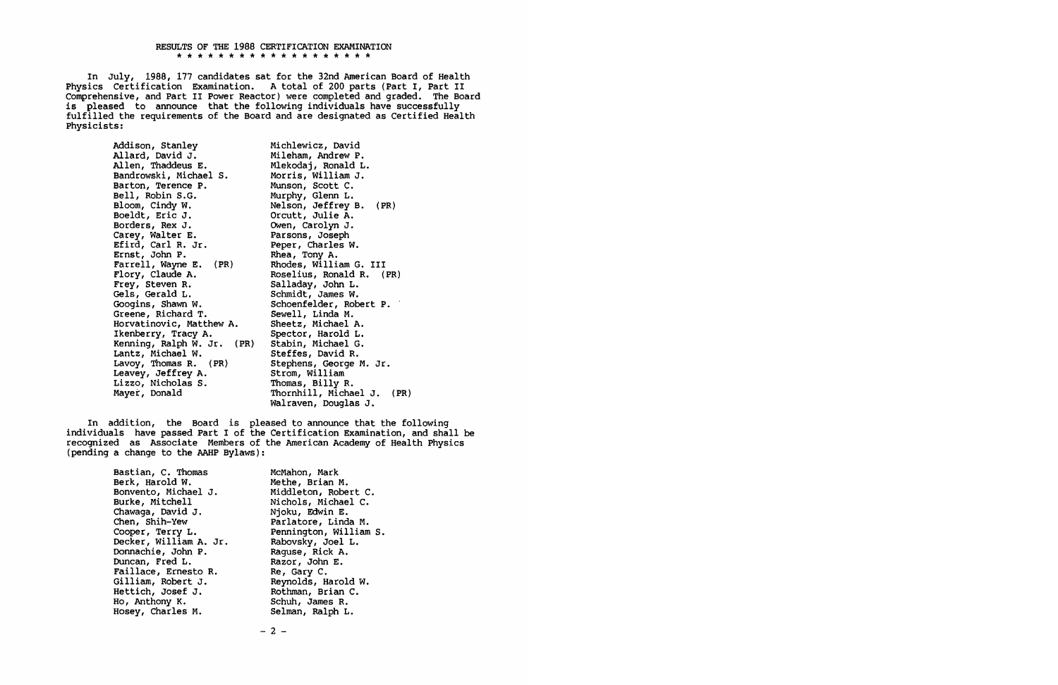# RESULTS OF THE 1988 CERTIFICATION EXAMINATION

* * * * * * * * * * * * * * * * * * *

In July, 1988, 177 candidates sat for the 32nd American Board of Health Physics Certification Examination. A total of 200 parts (Part I, Part II Comprehensive, and Part II Power Reactor) were completed and graded. The Board is pleased to announce that the following individuals have successfully fulfilled the requirements of the Board and are designated as Certified Health Physicists:

- Addison, Stanley
- Allard, David J.
- Allen, Thaddeus E.
- Bandrowski, Michael S.
- Barton, Terence P.
- Bell, Robin S.G.
- Bloom, Cindy W.
- Boeldt, Eric J.
- Borders, Rex J.
- Carey, Walter E.
- Efird, Carl R. Jr.
- Ernst, John P.
- Farrell, Wayne E. (PR)
- Flory, Claude A.
- Frey, Steven R.
- Gels, Gerald L.
- Googins, Shawn W.
- Greene, Richard T.
- Horvatinovic, Matthew A.
- Ikenberry, Tracy A.
- Kenning, Ralph W. Jr. (PR)
- Lantz, Michael W.
- Lavoy, Thomas R. (PR)
- Leavey, Jeffrey A.
- Lizzo, Nicholas S.
- Mayer, Donald
- Michlewicz, David
- Mileham, Andrew P.
- Mlekodaj, Ronald L.
- Morris, William J.
- Munson, Scott C.
- Murphy, Glenn L.
- Nelson, Jeffrey B. (PR)
- Orcutt, Julie A.
- Owen, Carolyn J.
- Parsons, Joseph
- Peper, Charles W.
- Rhea, Tony A.
- Rhodes, William G. III
- Roselius, Ronald R. (PR)
- Salladay, John L.
- Schmidt, James W.
- Schoenfelder, Robert P.
- Sewell, Linda M.
- Sheetz, Michael A.
- Spector, Harold L.
- Stabin, Michael G.
- Steffes, David R.
- Stephens, George M. Jr.
- Strom, William
- Thomas, Billy R.
- Thornhill, Michael J. (PR)
- Walraven, Douglas J.

In addition, the Board is pleased to announce that the following individuals have passed Part I of the Certification Examination, and shall be recognized as Associate Members of the American Academy of Health Physics (pending a change to the AAHP Bylaws):

- Bastian, C. Thomas
- Berk, Harold W.
- Bonvento, Michael J.
- Burke, Mitchell
- Chawaga, David J.
- Chen, Shih-Yew
- Cooper, Terry L.
- Decker, William A. Jr.
- Donnachie, John P.
- Duncan, Fred L.
- Faillace, Ernesto R.
- Gilliam, Robert J.
- Hettich, Josef J.
- Ho, Anthony K.
- Hosey, Charles M.
- McMahon, Mark
- Methe, Brian M.
- Middleton, Robert C.
- Nichols, Michael C.
- Njoku, Edwin E.
- Parlatore, Linda M.
- Pennington, William S.
- Rabovsky, Joel L.
- Raguse, Rick A.
- Razor, John E.
- Re, Gary C.
- Reynolds, Harold W.
- Rothman, Brian C.
- Schuh, James R.
- Selman, Ralph L.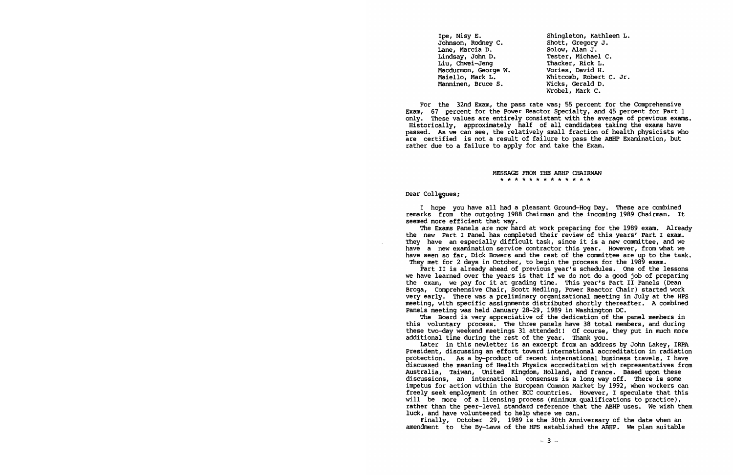| | |
|---|---|
| Ipe, Nisy E. | Shingleton, Kathleen L. |
| Johnson, Rodney C. | Shott, Gregory J. |
| Lane, Marcia D. | Solow, Alan J. |
| Lindsay, John D. | Tester, Michael C. |
| Liu, Chwei-Jeng | Thacker, Rick L. |
| Macdurmon, George W. | Vories, David H. |
| Maiello, Mark L. | Whitcomb, Robert C. Jr. |
| Manninen, Bruce S. | Wicks, Gerald D. |
| | Wrobel, Mark C. |

For the 32nd Exam, the pass rate was; 55 percent for the Comprehensive Exam, 67 percent for the Power Reactor Specialty, and 45 percent for Part 1 only. These values are entirely consistant with the average of previous exams. Historically, approximately half of all candidates taking the exams have passed. As we can see, the relatively small fraction of health physicists who are certified is not a result of failure to pass the ABHP Examination, but rather due to a failure to apply for and take the Exam.

## MESSAGE FROM THE ABHP CHAIRMAN

\* \* \* \* \* \* \* \* \* \* \* \* \*

Dear Collegues;

I hope you have all had a pleasant Ground-Hog Day. These are combined remarks from the outgoing 1988 Chairman and the incoming 1989 Chairman. It seemed more efficient that way.

The Exams Panels are now hard at work preparing for the 1989 exam. Already the new Part I Panel has completed their review of this years' Part I exam. They have an especially difficult task, since it is a new committee, and we have a new examination service contractor this year. However, from what we have seen so far, Dick Bowers and the rest of the committee are up to the task. They met for 2 days in October, to begin the process for the 1989 exam.

Part II is already ahead of previous year's schedules. One of the lessons we have learned over the years is that if we do not do a good job of preparing the exam, we pay for it at grading time. This year's Part II Panels (Dean Broga, Comprehensive Chair, Scott Medling, Power Reactor Chair) started work very early. There was a preliminary organizational meeting in July at the HPS meeting, with specific assignments distributed shortly thereafter. A combined Panels meeting was held January 28-29, 1989 in Washington DC.

The Board is very appreciative of the dedication of the panel members in this voluntary process. The three panels have 38 total members, and during these two-day weekend meetings 31 attended!! Of course, they put in much more additional time during the rest of the year. Thank you.

Later in this newletter is an excerpt from an address by John Lakey, IRPA President, discussing an effort toward international accreditation in radiation protection. As a by-product of recent international business travels, I have discussed the meaning of Health Physics accreditation with representatives from Australia, Taiwan, United Kingdom, Holland, and France. Based upon these discussions, an international consensus is a long way off. There is some impetus for action within the European Common Market by 1992, when workers can freely seek employment in other ECC countries. However, I speculate that this will be more of a licensing process (minimum qualifications to practice), rather than the peer-level standard reference that the ABHP uses. We wish them luck, and have volunteered to help where we can.

Finally, October 29, 1989 is the 30th Anniversary of the date when an amendment to the By-Laws of the HPS established the ABHP. We plan suitable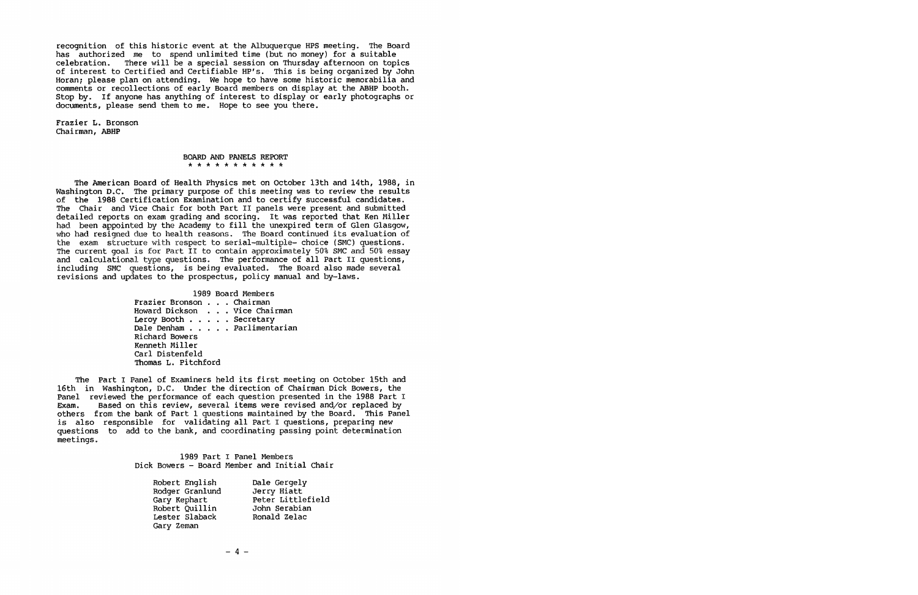recognition of this historic event at the Albuquerque HPS meeting. The Board has authorized me to spend unlimited time (but no money) for a suitable celebration. There will be a special session on Thursday afternoon on topics of interest to Certified and Certifiable HP's. This is being organized by John Horan; please plan on attending. We hope to have some historic memorabilia and comments or recollections of early Board members on display at the ABHP booth. Stop by. If anyone has anything of interest to display or early photographs or documents, please send them to me. Hope to see you there.

Frazier L. Bronson
Chairman, ABHP

## BOARD AND PANELS REPORT

\* \* \* \* \* \* \* \* \* \* \*

The American Board of Health Physics met on October 13th and 14th, 1988, in Washington D.C. The primary purpose of this meeting was to review the results of the 1988 Certification Examination and to certify successful candidates. The Chair and Vice Chair for both Part II panels were present and submitted detailed reports on exam grading and scoring. It was reported that Ken Miller had been appointed by the Academy to fill the unexpired term of Glen Glasgow, who had resigned due to health reasons. The Board continued its evaluation of the exam structure with respect to serial-multiple- choice (SMC) questions. The current goal is for Part II to contain approximately 50% SMC and 50% essay and calculational type questions. The performance of all Part II questions, including SMC questions, is being evaluated. The Board also made several revisions and updates to the prospectus, policy manual and by-laws.

1989 Board Members

- Frazier Bronson . . . Chairman
- Howard Dickson . . . Vice Chairman
- Leroy Booth . . . . . Secretary
- Dale Denham . . . . . Parlimentarian
- Richard Bowers
- Kenneth Miller
- Carl Distenfeld
- Thomas L. Pitchford

The Part I Panel of Examiners held its first meeting on October 15th and 16th in Washington, D.C. Under the direction of Chairman Dick Bowers, the Panel reviewed the performance of each question presented in the 1988 Part I Exam. Based on this review, several items were revised and/or replaced by others from the bank of Part 1 questions maintained by the Board. This Panel is also responsible for validating all Part I questions, preparing new questions to add to the bank, and coordinating passing point determination meetings.

1989 Part I Panel Members
Dick Bowers - Board Member and Initial Chair

| | |
|---|---|
| Robert English | Dale Gergely |
| Rodger Granlund | Jerry Hiatt |
| Gary Kephart | Peter Littlefield |
| Robert Quillin | John Serabian |
| Lester Slaback | Ronald Zelac |
| Gary Zeman | |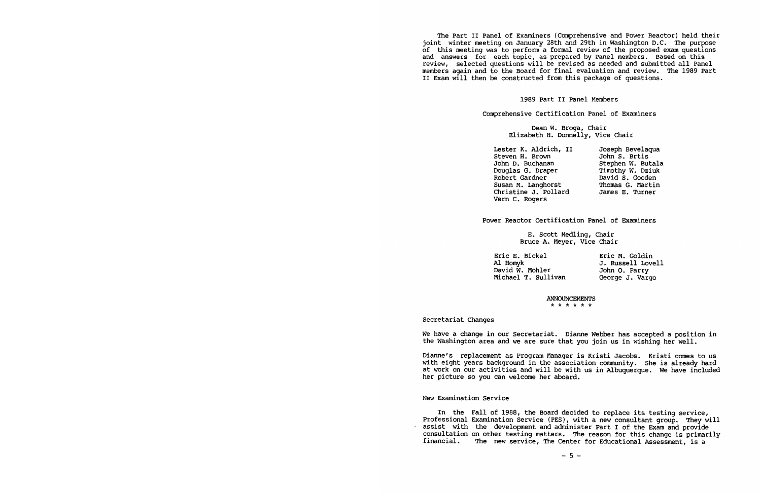The Part II Panel of Examiners (Comprehensive and Power Reactor) held their joint winter meeting on January 28th and 29th in Washington D.C. The purpose of this meeting was to perform a formal review of the proposed exam questions and answers for each topic, as prepared by Panel members. Based on this review, selected questions will be revised as needed and submitted all Panel members again and to the Board for final evaluation and review. The 1989 Part II Exam will then be constructed from this package of questions.

1989 Part II Panel Members

Comprehensive Certification Panel of Examiners

Dean W. Broga, Chair
Elizabeth H. Donnelly, Vice Chair

| | |
|---|---|
| Lester K. Aldrich, II | Joseph Bevelaqua |
| Steven H. Brown | John S. Brtis |
| John D. Buchanan | Stephen W. Butala |
| Douglas G. Draper | Timothy W. Dziuk |
| Robert Gardner | David S. Gooden |
| Susan M. Langhorst | Thomas G. Martin |
| Christine J. Pollard | James E. Turner |
| Vern C. Rogers | |

Power Reactor Certification Panel of Examiners

E. Scott Medling, Chair
Bruce A. Meyer, Vice Chair

| | |
|---|---|
| Eric E. Bickel | Eric M. Goldin |
| Al Homyk | J. Russell Lovell |
| David W. Mohler | John O. Parry |
| Michael T. Sullivan | George J. Vargo |

## ANNOUNCEMENTS

\* \* \* \* \* \*

### Secretariat Changes

We have a change in our Secretariat. Dianne Webber has accepted a position in the Washington area and we are sure that you join us in wishing her well.

Dianne's replacement as Program Manager is Kristi Jacobs. Kristi comes to us with eight years background in the association community. She is already hard at work on our activities and will be with us in Albuquerque. We have included her picture so you can welcome her aboard.

### New Examination Service

In the Fall of 1988, the Board decided to replace its testing service, Professional Examination Service (PES), with a new consultant group. They will assist with the development and administer Part I of the Exam and provide consultation on other testing matters. The reason for this change is primarily financial. The new service, The Center for Educational Assessment, is a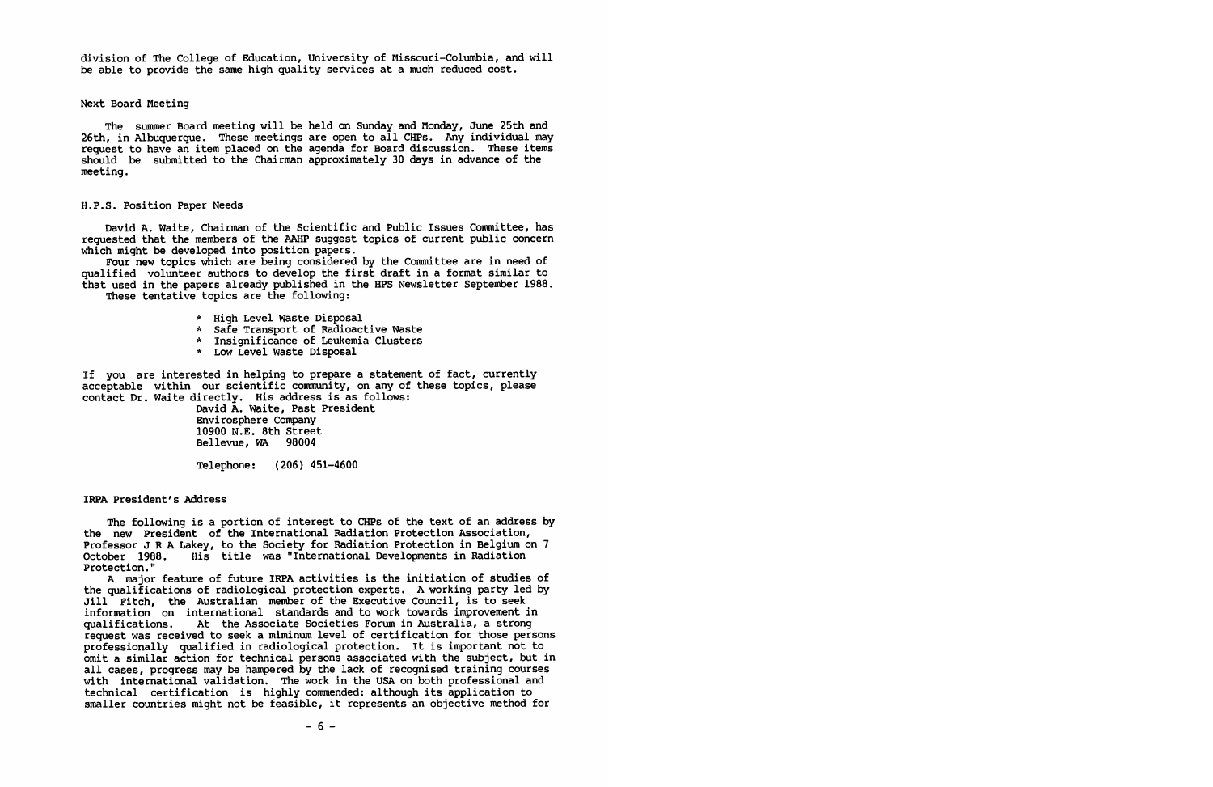division of The College of Education, University of Missouri-Columbia, and will be able to provide the same high quality services at a much reduced cost.

## Next Board Meeting

The summer Board meeting will be held on Sunday and Monday, June 25th and 26th, in Albuquerque. These meetings are open to all CHPs. Any individual may request to have an item placed on the agenda for Board discussion. These items should be submitted to the Chairman approximately 30 days in advance of the meeting.

## H.P.S. Position Paper Needs

David A. Waite, Chairman of the Scientific and Public Issues Committee, has requested that the members of the AAHP suggest topics of current public concern which might be developed into position papers.

Four new topics which are being considered by the Committee are in need of qualified volunteer authors to develop the first draft in a format similar to that used in the papers already published in the HPS Newsletter September 1988.

These tentative topics are the following:

* High Level Waste Disposal
* Safe Transport of Radioactive Waste
* Insignificance of Leukemia Clusters
* Low Level Waste Disposal

If you are interested in helping to prepare a statement of fact, currently acceptable within our scientific community, on any of these topics, please contact Dr. Waite directly. His address is as follows:

David A. Waite, Past President
Envirosphere Company
10900 N.E. 8th Street
Bellevue, WA 98004

Telephone: (206) 451-4600

## IRPA President's Address

The following is a portion of interest to CHPs of the text of an address by the new President of the International Radiation Protection Association, Professor J R A Lakey, to the Society for Radiation Protection in Belgium on 7 October 1988. His title was "International Developments in Radiation Protection."

A major feature of future IRPA activities is the initiation of studies of the qualifications of radiological protection experts. A working party led by Jill Fitch, the Australian member of the Executive Council, is to seek information on international standards and to work towards improvement in qualifications. At the Associate Societies Forum in Australia, a strong request was received to seek a miminum level of certification for those persons professionally qualified in radiological protection. It is important not to omit a similar action for technical persons associated with the subject, but in all cases, progress may be hampered by the lack of recognised training courses with international validation. The work in the USA on both professional and technical certification is highly commended: although its application to smaller countries might not be feasible, it represents an objective method for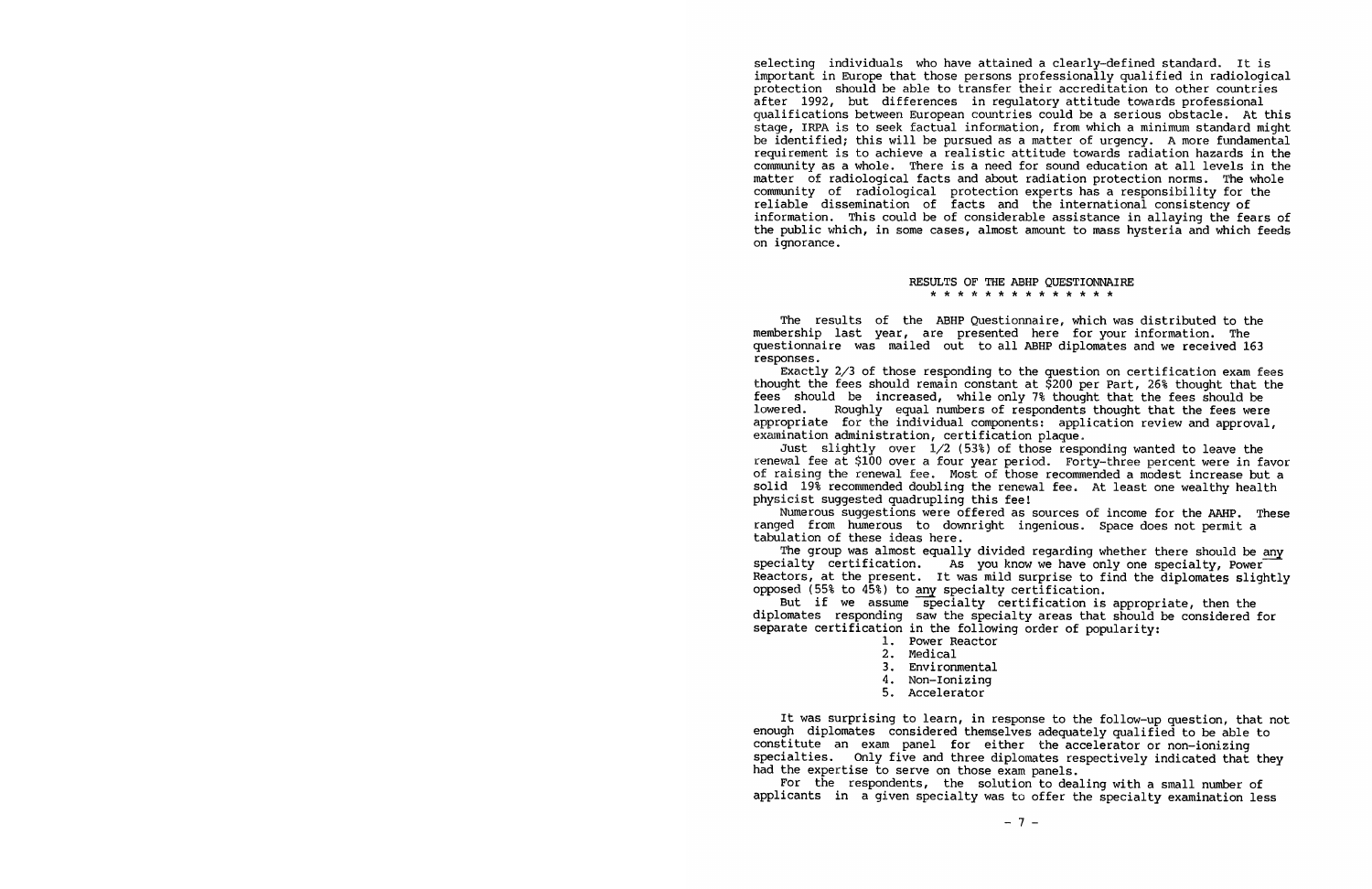selecting individuals who have attained a clearly-defined standard. It is important in Europe that those persons professionally qualified in radiological protection should be able to transfer their accreditation to other countries after 1992, but differences in regulatory attitude towards professional qualifications between European countries could be a serious obstacle. At this stage, IRPA is to seek factual information, from which a minimum standard might be identified; this will be pursued as a matter of urgency. A more fundamental requirement is to achieve a realistic attitude towards radiation hazards in the community as a whole. There is a need for sound education at all levels in the matter of radiological facts and about radiation protection norms. The whole community of radiological protection experts has a responsibility for the reliable dissemination of facts and the international consistency of information. This could be of considerable assistance in allaying the fears of the public which, in some cases, almost amount to mass hysteria and which feeds on ignorance.

## RESULTS OF THE ABHP QUESTIONNAIRE

\* \* \* \* \* \* \* \* \* \* \* \* \* \*

The results of the ABHP Questionnaire, which was distributed to the membership last year, are presented here for your information. The questionnaire was mailed out to all ABHP diplomates and we received 163 responses.

Exactly 2/3 of those responding to the question on certification exam fees thought the fees should remain constant at $200 per Part, 26% thought that the fees should be increased, while only 7% thought that the fees should be lowered. Roughly equal numbers of respondents thought that the fees were appropriate for the individual components: application review and approval, examination administration, certification plaque.

Just slightly over 1/2 (53%) of those responding wanted to leave the renewal fee at $100 over a four year period. Forty-three percent were in favor of raising the renewal fee. Most of those recommended a modest increase but a solid 19% recommended doubling the renewal fee. At least one wealthy health physicist suggested quadrupling this fee!

Numerous suggestions were offered as sources of income for the AAHP. These ranged from humerous to downright ingenious. Space does not permit a tabulation of these ideas here.

The group was almost equally divided regarding whether there should be <u>any</u> specialty certification. As you know we have only one specialty, Power Reactors, at the present. It was mild surprise to find the diplomates slightly opposed (55% to 45%) to <u>any</u> specialty certification.

But if we assume specialty certification is appropriate, then the diplomates responding saw the specialty areas that should be considered for separate certification in the following order of popularity:

1. Power Reactor
2. Medical
3. Environmental
4. Non-Ionizing
5. Accelerator

It was surprising to learn, in response to the follow-up question, that not enough diplomates considered themselves adequately qualified to be able to constitute an exam panel for either the accelerator or non-ionizing specialties. Only five and three diplomates respectively indicated that they had the expertise to serve on those exam panels.

For the respondents, the solution to dealing with a small number of applicants in a given specialty was to offer the specialty examination less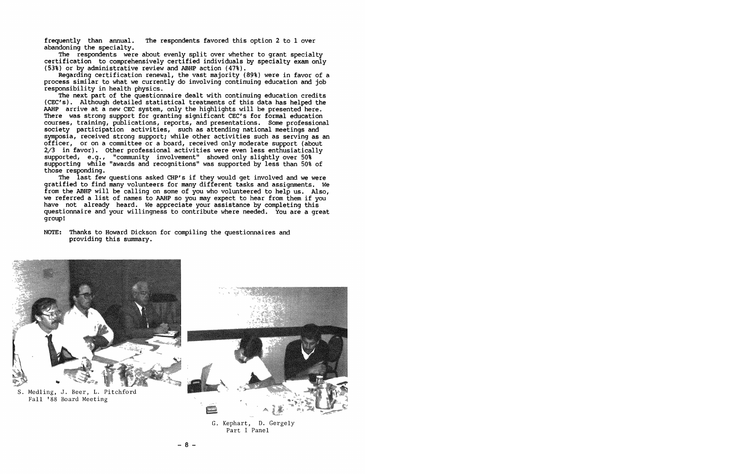frequently than annual. The respondents favored this option 2 to 1 over abandoning the specialty.

The respondents were about evenly split over whether to grant specialty certification to comprehensively certified individuals by specialty exam only (53%) or by administrative review and ABHP action (47%).

Regarding certification renewal, the vast majority (89%) were in favor of a process similar to what we currently do involving continuing education and job responsibility in health physics.

The next part of the questionnaire dealt with continuing education credits (CEC's). Although detailed statistical treatments of this data has helped the AAHP arrive at a new CEC system, only the highlights will be presented here. There was strong support for granting significant CEC's for formal education courses, training, publications, reports, and presentations. Some professional society participation activities, such as attending national meetings and symposia, received strong support; while other activities such as serving as an officer, or on a committee or a board, received only moderate support (about 2/3 in favor). Other professional activities were even less enthusiatically supported, e.g., "community involvement" showed only slightly over 50% supporting while "awards and recognitions" was supported by less than 50% of those responding.

The last few questions asked CHP's if they would get involved and we were gratified to find many volunteers for many different tasks and assignments. We from the ABHP will be calling on some of you who volunteered to help us. Also, we referred a list of names to AAHP so you may expect to hear from them if you have not already heard. We appreciate your assistance by completing this questionnaire and your willingness to contribute where needed. You are a great group!

NOTE: Thanks to Howard Dickson for compiling the questionnaires and providing this summary.

S. Medling, J. Beer, L. Pitchford
Fall '88 Board Meeting

G. Kephart, D. Gergely
Part I Panel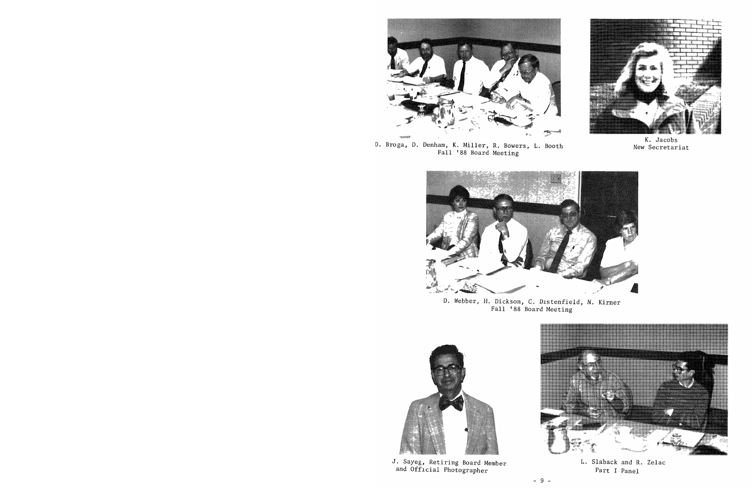D. Broga, D. Denham, K. Miller, R. Bowers, L. Booth
Fall '88 Board Meeting

K. Jacobs
New Secretariat

D. Webber, H. Dickson, C. Distenfield, N. Kirner
Fall '88 Board Meeting

J. Sayeg, Retiring Board Member
and Official Photographer

L. Slaback and R. Zelac
Part I Panel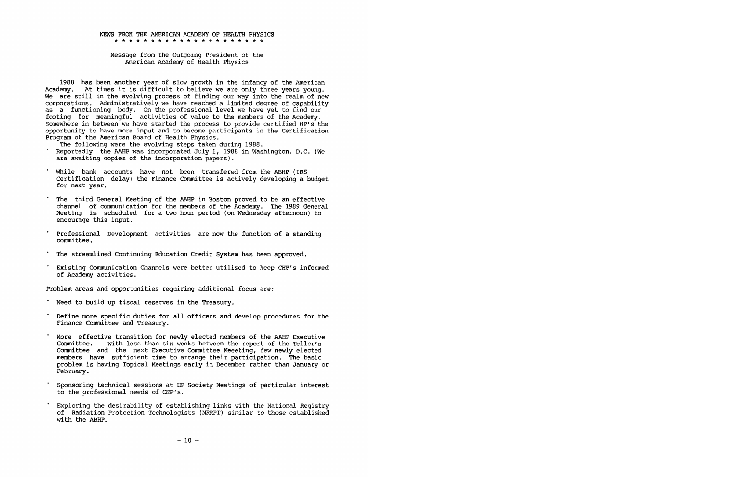## NEWS FROM THE AMERICAN ACADEMY OF HEALTH PHYSICS

* * * * * * * * * * * * * * * * * * * * * *

### Message from the Outgoing President of the American Academy of Health Physics

1988 has been another year of slow growth in the infancy of the American Academy. At times it is difficult to believe we are only three years young. We are still in the evolving process of finding our way into the realm of new corporations. Administratively we have reached a limited degree of capability as a functioning body. On the professional level we have yet to find our footing for meaningful activities of value to the members of the Academy. Somewhere in between we have started the process to provide certified HP's the opportunity to have more input and to become participants in the Certification Program of the American Board of Health Physics.

The following were the evolving steps taken during 1988.

- Reportedly the AAHP was incorporated July 1, 1988 in Washington, D.C. (We are awaiting copies of the incorporation papers).
- While bank accounts have not been transfered from the ABHP (IRS Certification delay) the Finance Committee is actively developing a budget for next year.
- The third General Meeting of the AAHP in Boston proved to be an effective channel of communication for the members of the Academy. The 1989 General Meeting is scheduled for a two hour period (on Wednesday afternoon) to encourage this input.
- Professional Development activities are now the function of a standing committee.
- The streamlined Continuing Education Credit System has been approved.
- Existing Communication Channels were better utilized to keep CHP's informed of Academy activities.

Problem areas and opportunities requiring additional focus are:

- Need to build up fiscal reserves in the Treasury.
- Define more specific duties for all officers and develop procedures for the Finance Committee and Treasury.
- More effective transition for newly elected members of the AAHP Executive Committee. With less than six weeks between the report of the Teller's Committee and the next Executive Committee Meeeting, few newly elected members have sufficient time to arrange their participation. The basic problem is having Topical Meetings early in December rather than January or February.
- Sponsoring technical sessions at HP Society Meetings of particular interest to the professional needs of CHP's.
- Exploring the desirability of establishing links with the National Registry of Radiation Protection Technologists (NRRPT) similar to those established with the ABHP.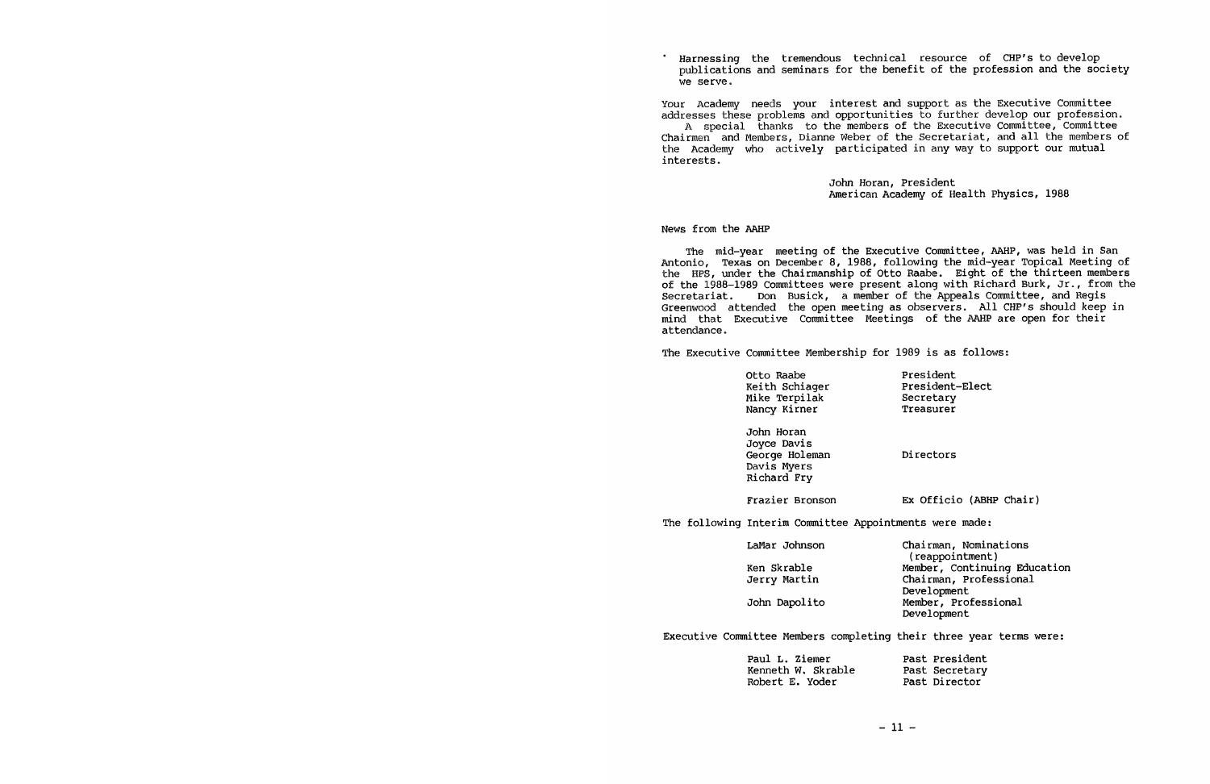- Harnessing the tremendous technical resource of CHP's to develop publications and seminars for the benefit of the profession and the society we serve.

Your Academy needs your interest and support as the Executive Committee addresses these problems and opportunities to further develop our profession.

A special thanks to the members of the Executive Committee, Committee Chairmen and Members, Dianne Weber of the Secretariat, and all the members of the Academy who actively participated in any way to support our mutual interests.

John Horan, President
American Academy of Health Physics, 1988

## News from the AAHP

The mid-year meeting of the Executive Committee, AAHP, was held in San Antonio, Texas on December 8, 1988, following the mid-year Topical Meeting of the HPS, under the Chairmanship of Otto Raabe. Eight of the thirteen members of the 1988-1989 Committees were present along with Richard Burk, Jr., from the Secretariat. Don Busick, a member of the Appeals Committee, and Regis Greenwood attended the open meeting as observers. All CHP's should keep in mind that Executive Committee Meetings of the AAHP are open for their attendance.

The Executive Committee Membership for 1989 is as follows:

| | |
|---|---|
| Otto Raabe | President |
| Keith Schiager | President-Elect |
| Mike Terpilak | Secretary |
| Nancy Kirner | Treasurer |
| John Horan<br>Joyce Davis<br>George Holeman<br>Davis Myers<br>Richard Fry | Directors |
| Frazier Bronson | Ex Officio (ABHP Chair) |

The following Interim Committee Appointments were made:

| | |
|---|---|
| LaMar Johnson | Chairman, Nominations (reappointment) |
| Ken Skrable | Member, Continuing Education |
| Jerry Martin | Chairman, Professional Development |
| John Dapolito | Member, Professional Development |

Executive Committee Members completing their three year terms were:

| | |
|---|---|
| Paul L. Ziemer | Past President |
| Kenneth W. Skrable | Past Secretary |
| Robert E. Yoder | Past Director |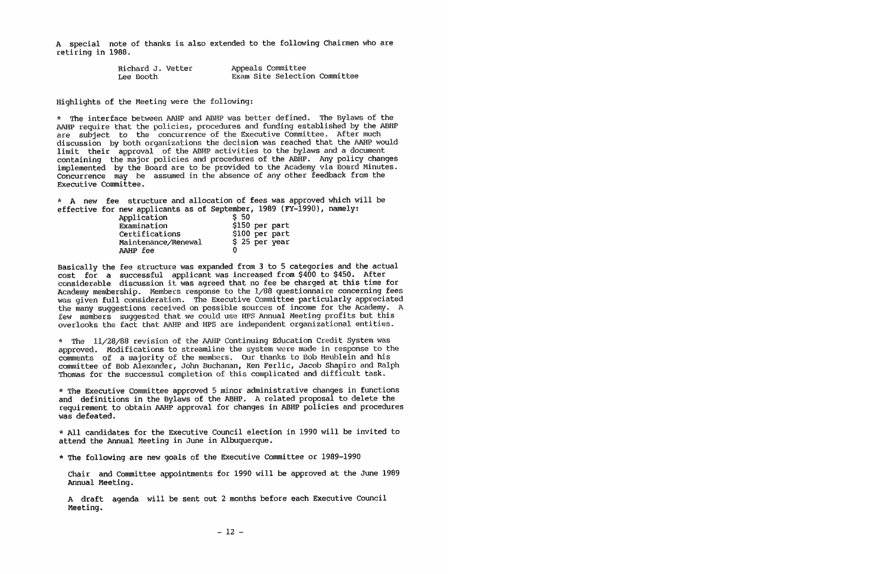A special note of thanks is also extended to the following Chairmen who are retiring in 1988.

| | |
|---|---|
| Richard J. Vetter | Appeals Committee |
| Lee Booth | Exam Site Selection Committee |

Highlights of the Meeting were the following:

* The interface between AAHP and ABHP was better defined. The Bylaws of the AAHP require that the policies, procedures and funding established by the ABHP are subject to the concurrence of the Executive Committee. After much discussion by both organizations the decision was reached that the AAHP would limit their approval of the ABHP activities to the bylaws and a document containing the major policies and procedures of the ABHP. Any policy changes implemented by the Board are to be provided to the Academy via Board Minutes. Concurrence may be assumed in the absence of any other feedback from the Executive Committee.

* A new fee structure and allocation of fees was approved which will be effective for new applicants as of September, 1989 (FY-1990), namely:

| | |
|---|---|
| Application | $ 50 |
| Examination | $150 per part |
| Certifications | $100 per part |
| Maintenance/Renewal | $ 25 per year |
| AAHP fee | 0 |

Basically the fee structure was expanded from 3 to 5 categories and the actual cost for a successful applicant was increased from $400 to $450. After considerable discussion it was agreed that no fee be charged at this time for Academy membership. Members response to the 1/88 questionnaire concerning fees was given full consideration. The Executive Committee particularly appreciated the many suggestions received on possible sources of income for the Academy. A few members suggested that we could use HPS Annual Meeting profits but this overlooks the fact that AAHP and HPS are independent organizational entities.

* The 11/28/88 revision of the AAHP Continuing Education Credit System was approved. Modifications to streamline the system were made in response to the comments of a majority of the members. Our thanks to Bob Heublein and his committee of Bob Alexander, John Buchanan, Ken Ferlic, Jacob Shapiro and Ralph Thomas for the successul completion of this complicated and difficult task.

* The Executive Committee approved 5 minor administrative changes in functions and definitions in the Bylaws of the ABHP. A related proposal to delete the requirement to obtain AAHP approval for changes in ABHP policies and procedures was defeated.

* All candidates for the Executive Council election in 1990 will be invited to attend the Annual Meeting in June in Albuquerque.

* The following are new goals of the Executive Committee or 1989-1990

  Chair and Committee appointments for 1990 will be approved at the June 1989 Annual Meeting.

  A draft agenda will be sent out 2 months before each Executive Council Meeting.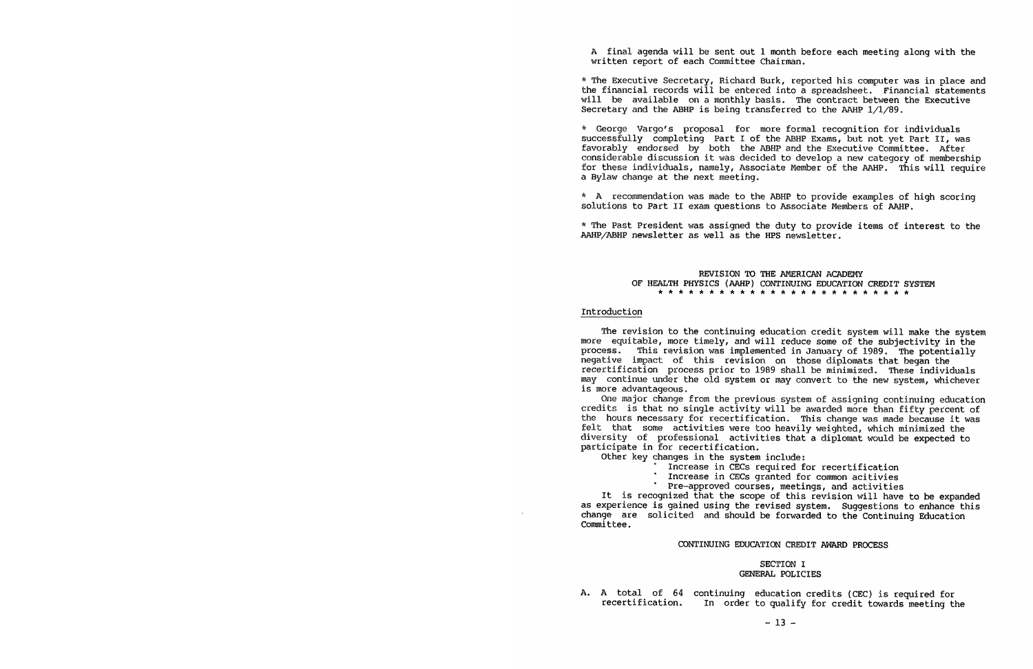A final agenda will be sent out 1 month before each meeting along with the written report of each Committee Chairman.

* The Executive Secretary, Richard Burk, reported his computer was in place and the financial records will be entered into a spreadsheet. Financial statements will be available on a monthly basis. The contract between the Executive Secretary and the ABHP is being transferred to the AAHP 1/1/89.

* George Vargo's proposal for more formal recognition for individuals successfully completing Part I of the ABHP Exams, but not yet Part II, was favorably endorsed by both the ABHP and the Executive Committee. After considerable discussion it was decided to develop a new category of membership for these individuals, namely, Associate Member of the AAHP. This will require a Bylaw change at the next meeting.

* A recommendation was made to the ABHP to provide examples of high scoring solutions to Part II exam questions to Associate Members of AAHP.

* The Past President was assigned the duty to provide items of interest to the AAHP/ABHP newsletter as well as the HPS newsletter.

## REVISION TO THE AMERICAN ACADEMY OF HEALTH PHYSICS (AAHP) CONTINUING EDUCATION CREDIT SYSTEM

* * * * * * * * * * * * * * * * * * * * * * * * *

### Introduction

The revision to the continuing education credit system will make the system more equitable, more timely, and will reduce some of the subjectivity in the process. This revision was implemented in January of 1989. The potentially negative impact of this revision on those diplomats that began the recertification process prior to 1989 shall be minimized. These individuals may continue under the old system or may convert to the new system, whichever is more advantageous.

One major change from the previous system of assigning continuing education credits is that no single activity will be awarded more than fifty percent of the hours necessary for recertification. This change was made because it was felt that some activities were too heavily weighted, which minimized the diversity of professional activities that a diplomat would be expected to participate in for recertification.

Other key changes in the system include:

- Increase in CECs required for recertification
- Increase in CECs granted for common acitivies
- Pre-approved courses, meetings, and activities

It is recognized that the scope of this revision will have to be expanded as experience is gained using the revised system. Suggestions to enhance this change are solicited and should be forwarded to the Continuing Education Committee.

### CONTINUING EDUCATION CREDIT AWARD PROCESS

#### SECTION I
#### GENERAL POLICIES

A. A total of 64 continuing education credits (CEC) is required for recertification. In order to qualify for credit towards meeting the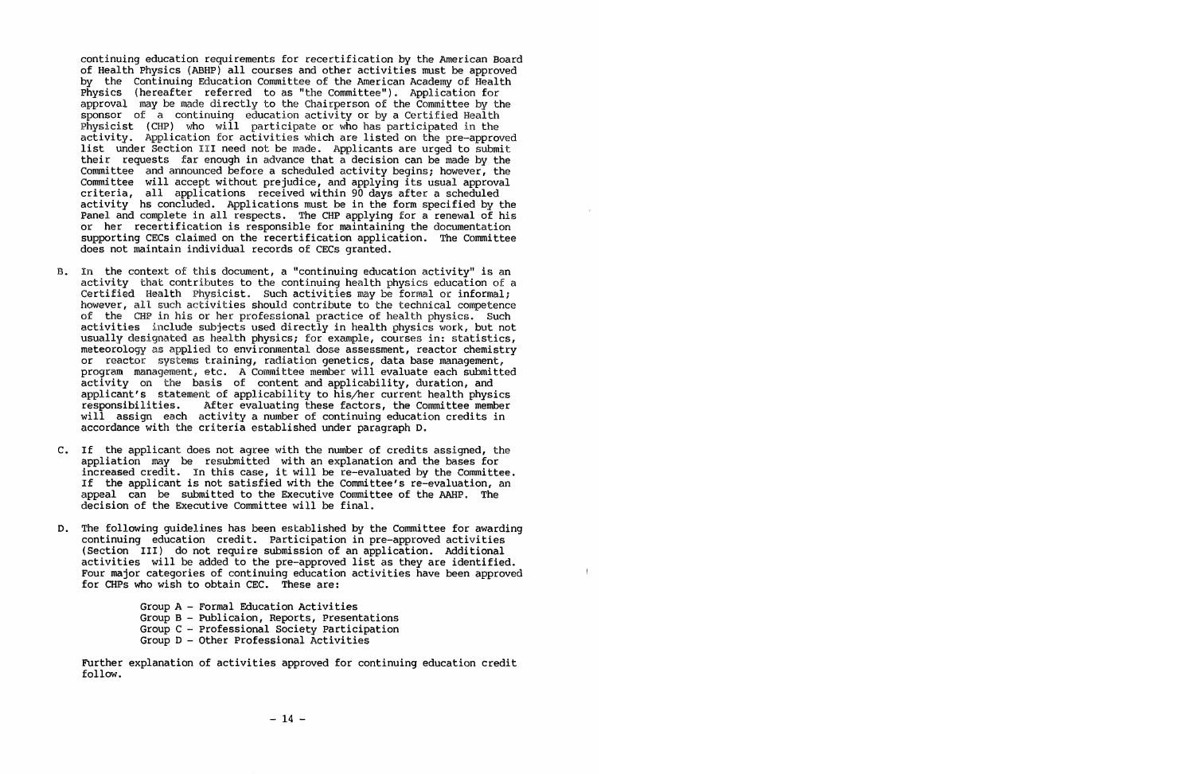continuing education requirements for recertification by the American Board of Health Physics (ABHP) all courses and other activities must be approved by the Continuing Education Committee of the American Academy of Health Physics (hereafter referred to as "the Committee"). Application for approval may be made directly to the Chairperson of the Committee by the sponsor of a continuing education activity or by a Certified Health Physicist (CHP) who will participate or who has participated in the activity. Application for activities which are listed on the pre-approved list under Section III need not be made. Applicants are urged to submit their requests far enough in advance that a decision can be made by the Committee and announced before a scheduled activity begins; however, the Committee will accept without prejudice, and applying its usual approval criteria, all applications received within 90 days after a scheduled activity hs concluded. Applications must be in the form specified by the Panel and complete in all respects. The CHP applying for a renewal of his or her recertification is responsible for maintaining the documentation supporting CECs claimed on the recertification application. The Committee does not maintain individual records of CECs granted.

B. In the context of this document, a "continuing education activity" is an activity that contributes to the continuing health physics education of a Certified Health Physicist. Such activities may be formal or informal; however, all such activities should contribute to the technical competence of the CHP in his or her professional practice of health physics. Such activities include subjects used directly in health physics work, but not usually designated as health physics; for example, courses in: statistics, meteorology as applied to environmental dose assessment, reactor chemistry or reactor systems training, radiation genetics, data base management, program management, etc. A Committee member will evaluate each submitted activity on the basis of content and applicability, duration, and applicant's statement of applicability to his/her current health physics responsibilities. After evaluating these factors, the Committee member will assign each activity a number of continuing education credits in accordance with the criteria established under paragraph D.

C. If the applicant does not agree with the number of credits assigned, the appliation may be resubmitted with an explanation and the bases for increased credit. In this case, it will be re-evaluated by the Committee. If the applicant is not satisfied with the Committee's re-evaluation, an appeal can be submitted to the Executive Committee of the AAHP. The decision of the Executive Committee will be final.

D. The following guidelines has been established by the Committee for awarding continuing education credit. Participation in pre-approved activities (Section III) do not require submission of an application. Additional activities will be added to the pre-approved list as they are identified. Four major categories of continuing education activities have been approved for CHPs who wish to obtain CEC. These are:

   Group A – Formal Education Activities
   Group B – Publicaion, Reports, Presentations
   Group C – Professional Society Participation
   Group D – Other Professional Activities

   Further explanation of activities approved for continuing education credit follow.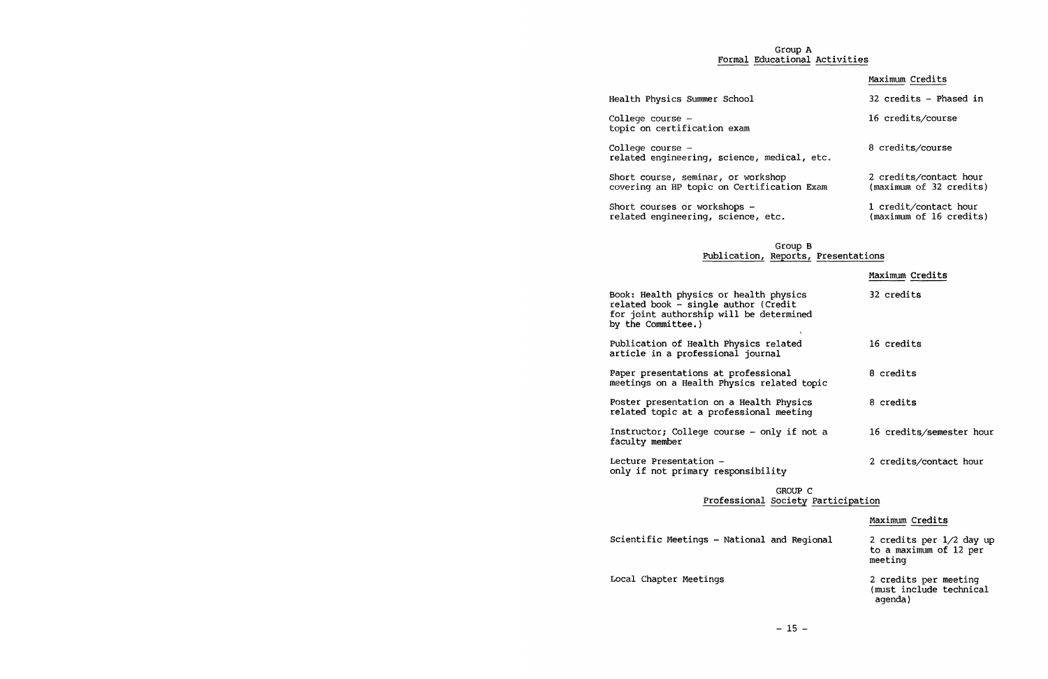## Group A
## Formal Educational Activities

| | Maximum Credits |
|---|---|
| Health Physics Summer School | 32 credits - Phased in |
| College course - topic on certification exam | 16 credits/course |
| College course - related engineering, science, medical, etc. | 8 credits/course |
| Short course, seminar, or workshop covering an HP topic on Certification Exam | 2 credits/contact hour (maximum of 32 credits) |
| Short courses or workshops - related engineering, science, etc. | 1 credit/contact hour (maximum of 16 credits) |

## Group B
## Publication, Reports, Presentations

| | Maximum Credits |
|---|---|
| Book: Health physics or health physics related book - single author (Credit for joint authorship will be determined by the Committee.) | 32 credits |
| Publication of Health Physics related article in a professional journal | 16 credits |
| Paper presentations at professional meetings on a Health Physics related topic | 8 credits |
| Poster presentation on a Health Physics related topic at a professional meeting | 8 credits |
| Instructor; College course - only if not a faculty member | 16 credits/semester hour |
| Lecture Presentation - only if not primary responsibility | 2 credits/contact hour |

## GROUP C
## Professional Society Participation

| | Maximum Credits |
|---|---|
| Scientific Meetings - National and Regional | 2 credits per 1/2 day up to a maximum of 12 per meeting |
| Local Chapter Meetings | 2 credits per meeting (must include technical agenda) |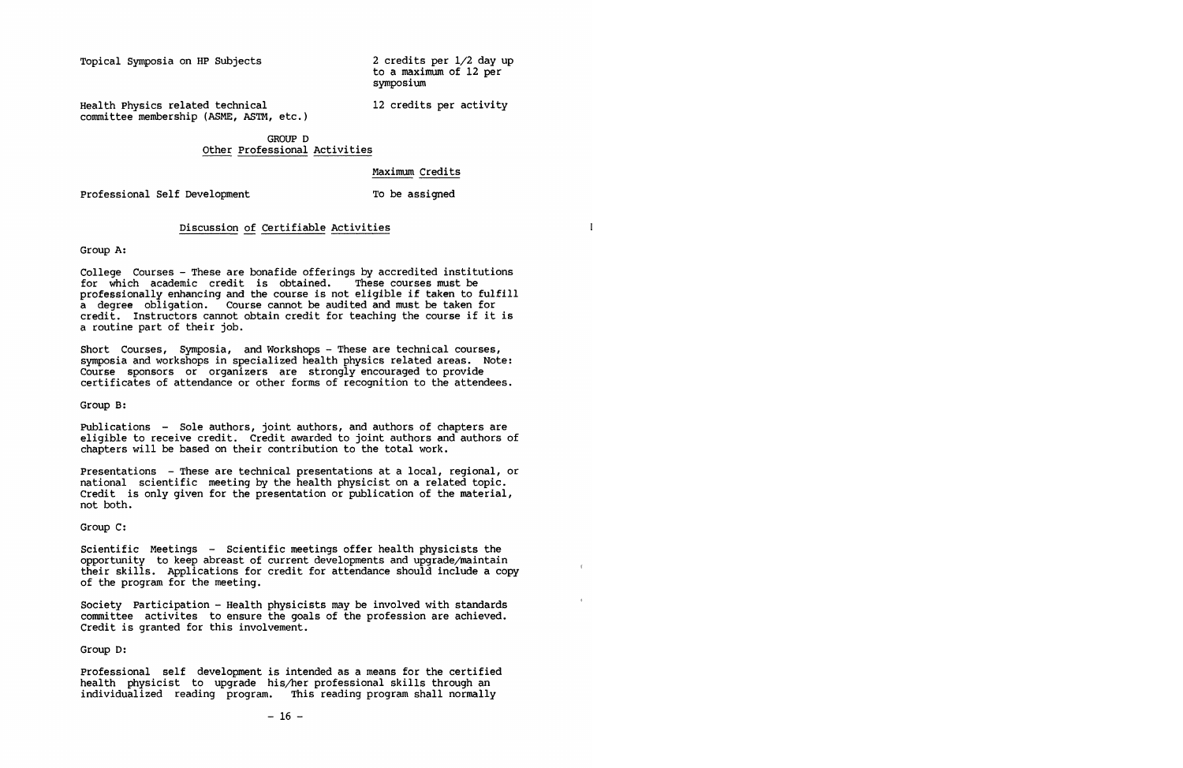| | |
|---|---|
| Topical Symposia on HP Subjects | 2 credits per 1/2 day up to a maximum of 12 per symposium |
| Health Physics related technical committee membership (ASME, ASTM, etc.) | 12 credits per activity |

## GROUP D
### Other Professional Activities

| | Maximum Credits |
|---|---|
| Professional Self Development | To be assigned |

## Discussion of Certifiable Activities

Group A:

College Courses - These are bonafide offerings by accredited institutions for which academic credit is obtained. These courses must be professionally enhancing and the course is not eligible if taken to fulfill a degree obligation. Course cannot be audited and must be taken for credit. Instructors cannot obtain credit for teaching the course if it is a routine part of their job.

Short Courses, Symposia, and Workshops - These are technical courses, symposia and workshops in specialized health physics related areas. Note: Course sponsors or organizers are strongly encouraged to provide certificates of attendance or other forms of recognition to the attendees.

Group B:

Publications - Sole authors, joint authors, and authors of chapters are eligible to receive credit. Credit awarded to joint authors and authors of chapters will be based on their contribution to the total work.

Presentations - These are technical presentations at a local, regional, or national scientific meeting by the health physicist on a related topic. Credit is only given for the presentation or publication of the material, not both.

Group C:

Scientific Meetings - Scientific meetings offer health physicists the opportunity to keep abreast of current developments and upgrade/maintain their skills. Applications for credit for attendance should include a copy of the program for the meeting.

Society Participation - Health physicists may be involved with standards committee activites to ensure the goals of the profession are achieved. Credit is granted for this involvement.

Group D:

Professional self development is intended as a means for the certified health physicist to upgrade his/her professional skills through an individualized reading program. This reading program shall normally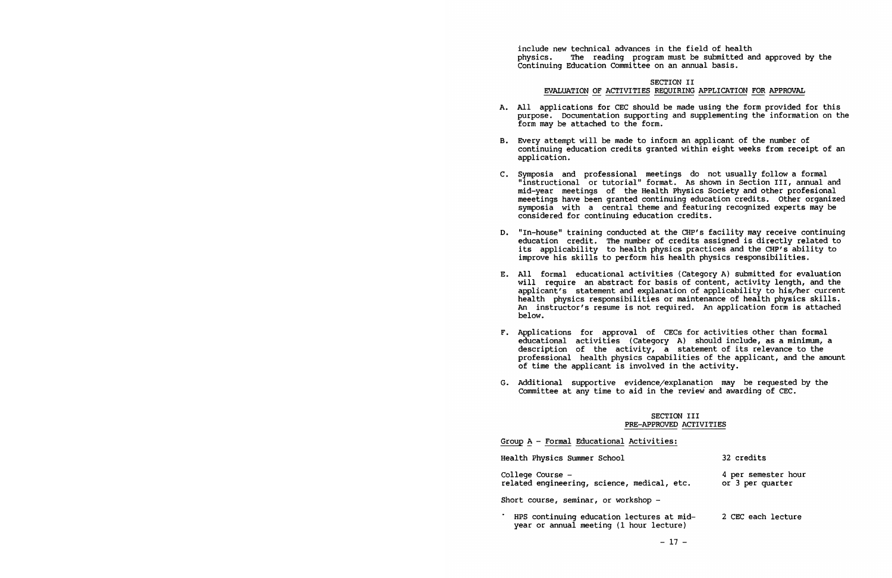include new technical advances in the field of health physics. The reading program must be submitted and approved by the Continuing Education Committee on an annual basis.

## SECTION II
## EVALUATION OF ACTIVITIES REQUIRING APPLICATION FOR APPROVAL

A. All applications for CEC should be made using the form provided for this purpose. Documentation supporting and supplementing the information on the form may be attached to the form.

B. Every attempt will be made to inform an applicant of the number of continuing education credits granted within eight weeks from receipt of an application.

C. Symposia and professional meetings do not usually follow a formal "instructional or tutorial" format. As shown in Section III, annual and mid-year meetings of the Health Physics Society and other profesional meeetings have been granted continuing education credits. Other organized symposia with a central theme and featuring recognized experts may be considered for continuing education credits.

D. "In-house" training conducted at the CHP's facility may receive continuing education credit. The number of credits assigned is directly related to its applicability to health physics practices and the CHP's ability to improve his skills to perform his health physics responsibilities.

E. All formal educational activities (Category A) submitted for evaluation will require an abstract for basis of content, activity length, and the applicant's statement and explanation of applicability to his/her current health physics responsibilities or maintenance of health physics skills. An instructor's resume is not required. An application form is attached below.

F. Applications for approval of CECs for activities other than formal educational activities (Category A) should include, as a minimum, a description of the activity, a statement of its relevance to the professional health physics capabilities of the applicant, and the amount of time the applicant is involved in the activity.

G. Additional supportive evidence/explanation may be requested by the Committee at any time to aid in the review and awarding of CEC.

## SECTION III
## PRE-APPROVED ACTIVITIES

Group A - Formal Educational Activities:

| | |
|---|---|
| Health Physics Summer School | 32 credits |
| College Course – related engineering, science, medical, etc. | 4 per semester hour or 3 per quarter |
| Short course, seminar, or workshop – | |
| • HPS continuing education lectures at mid-year or annual meeting (1 hour lecture) | 2 CEC each lecture |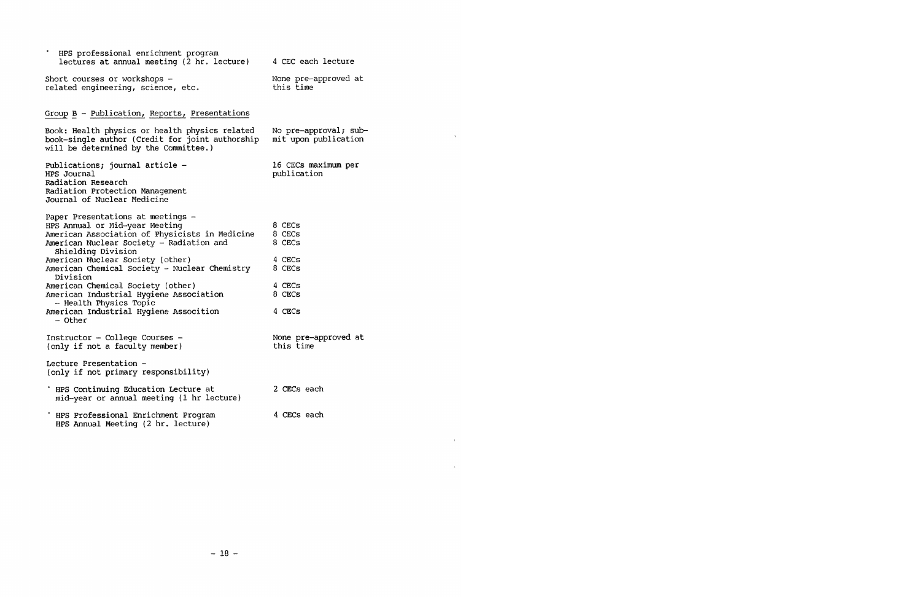| Activity | Credit |
|---|---|
| • HPS professional enrichment program lectures at annual meeting (2 hr. lecture) | 4 CEC each lecture |
| Short courses or workshops – related engineering, science, etc. | None pre-approved at this time |

Group B – Publication, Reports, Presentations

| Activity | Credit |
|---|---|
| Book: Health physics or health physics related book-single author (Credit for joint authorship will be determined by the Committee.) | No pre-approval; submit upon publication |
| Publications; journal article – HPS Journal, Radiation Research, Radiation Protection Management, Journal of Nuclear Medicine | 16 CECs maximum per publication |
| Paper Presentations at meetings – | |
| HPS Annual or Mid-year Meeting | 8 CECs |
| American Association of Physicists in Medicine | 8 CECs |
| American Nuclear Society – Radiation and Shielding Division | 8 CECs |
| American Nuclear Society (other) | 4 CECs |
| American Chemical Society – Nuclear Chemistry Division | 8 CECs |
| American Chemical Society (other) | 4 CECs |
| American Industrial Hygiene Association – Health Physics Topic | 8 CECs |
| American Industrial Hygiene Assocition – Other | 4 CECs |
| Instructor – College Courses – (only if not a faculty member) | None pre-approved at this time |
| Lecture Presentation – (only if not primary responsibility) | |
| • HPS Continuing Education Lecture at mid-year or annual meeting (1 hr lecture) | 2 CECs each |
| • HPS Professional Enrichment Program HPS Annual Meeting (2 hr. lecture) | 4 CECs each |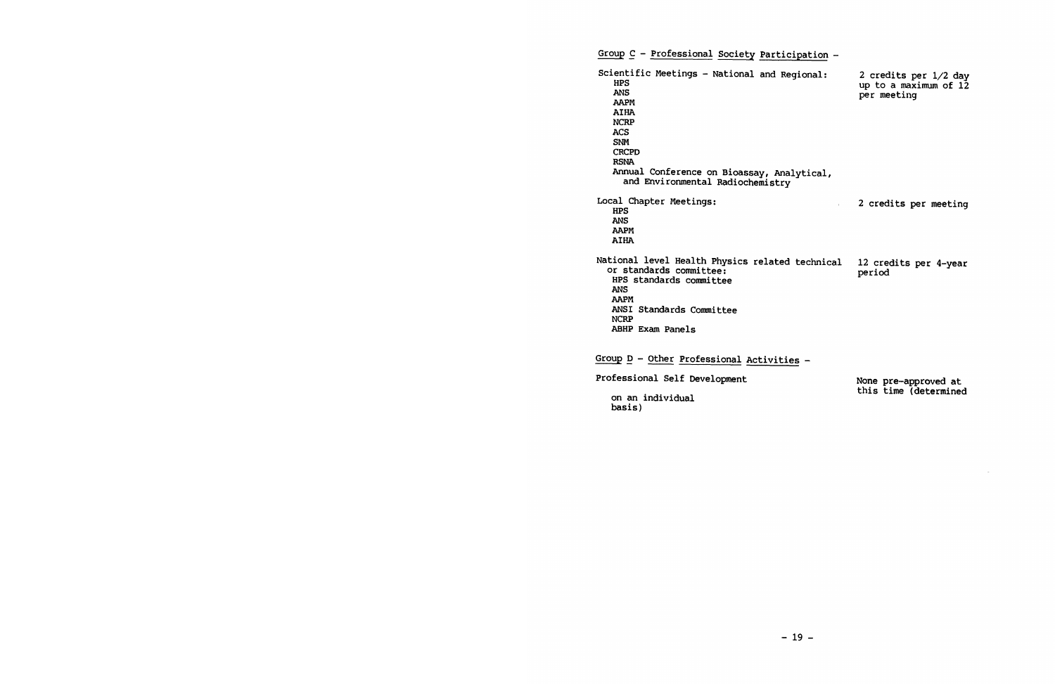Group C – Professional Society Participation –

| Activity | Credits |
| --- | --- |
| Scientific Meetings – National and Regional:<br>HPS<br>ANS<br>AAPM<br>AIHA<br>NCRP<br>ACS<br>SNM<br>CRCPD<br>RSNA<br>Annual Conference on Bioassay, Analytical, and Environmental Radiochemistry | 2 credits per 1/2 day up to a maximum of 12 per meeting |
| Local Chapter Meetings:<br>HPS<br>ANS<br>AAPM<br>AIHA | 2 credits per meeting |
| National level Health Physics related technical or standards committee:<br>HPS standards committee<br>ANS<br>AAPM<br>ANSI Standards Committee<br>NCRP<br>ABHP Exam Panels | 12 credits per 4-year period |

Group D – Other Professional Activities –

| Activity | Credits |
| --- | --- |
| Professional Self Development | None pre-approved at this time (determined on an individual basis) |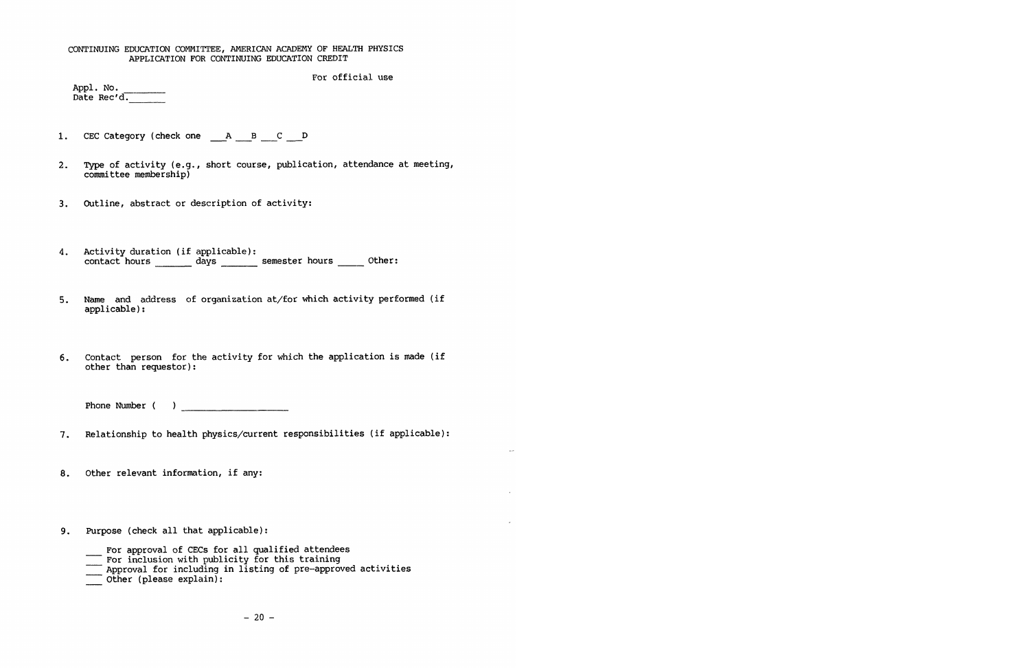CONTINUING EDUCATION COMMITTEE, AMERICAN ACADEMY OF HEALTH PHYSICS
APPLICATION FOR CONTINUING EDUCATION CREDIT

For official use

Appl. No. ________
Date Rec'd. _______

1. CEC Category (check one ___A ___B ___C ___D

2. Type of activity (e.g., short course, publication, attendance at meeting, committee membership)

3. Outline, abstract or description of activity:

4. Activity duration (if applicable):
   contact hours _______ days _______ semester hours _____ Other:

5. Name and address of organization at/for which activity performed (if applicable):

6. Contact person for the activity for which the application is made (if other than requestor):

   Phone Number ( ) ____________________

7. Relationship to health physics/current responsibilities (if applicable):

8. Other relevant information, if any:

9. Purpose (check all that applicable):

   ___ For approval of CECs for all qualified attendees
   ___ For inclusion with publicity for this training
   ___ Approval for including in listing of pre-approved activities
   ___ Other (please explain):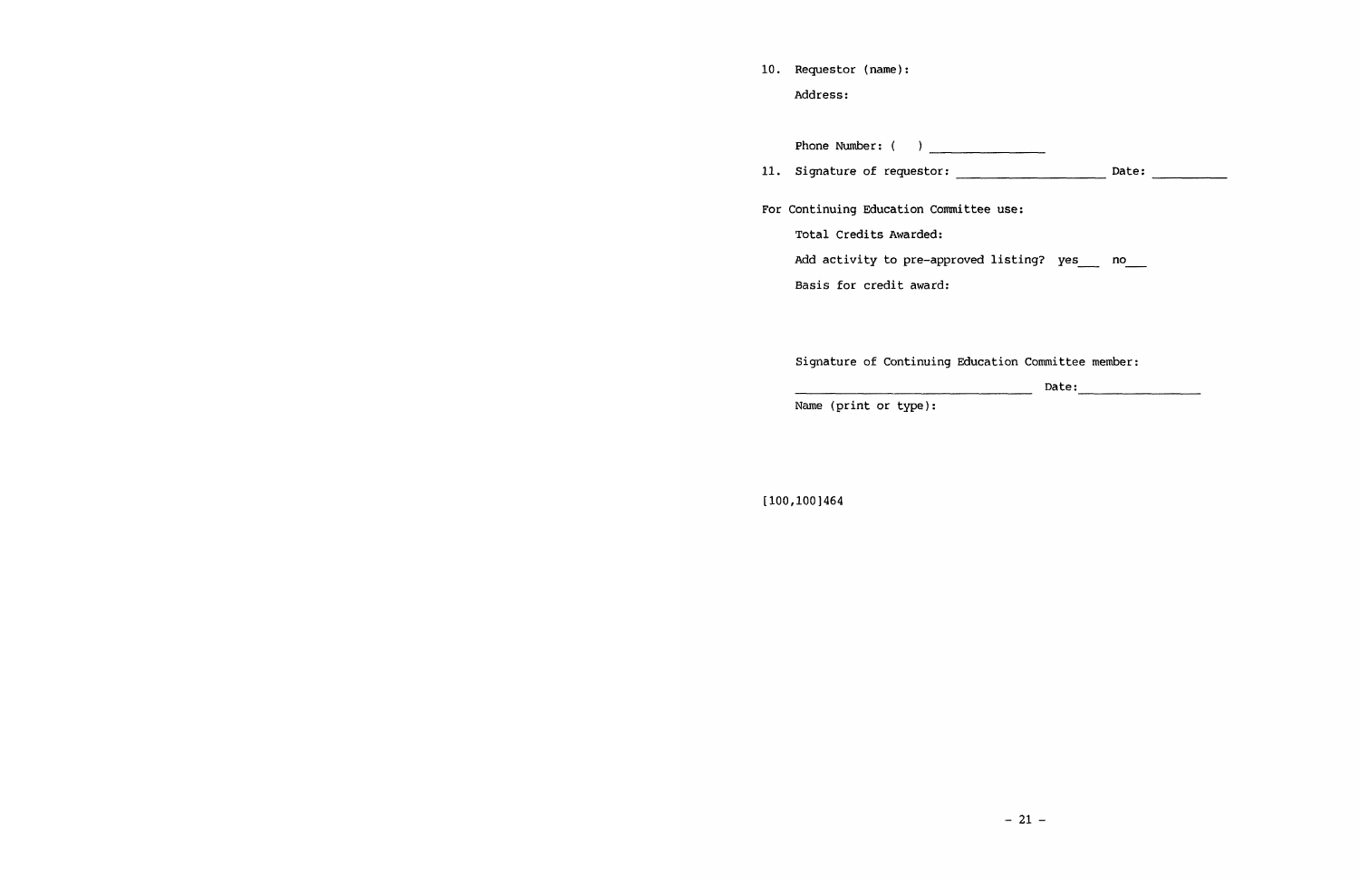10. Requestor (name):

    Address:

    Phone Number: (    ) ________________

11. Signature of requestor: ____________________ Date: __________

For Continuing Education Committee use:

Total Credits Awarded:

Add activity to pre-approved listing? yes___ no___

Basis for credit award:

Signature of Continuing Education Committee member:

________________________________ Date:________________

Name (print or type):

[100,100]464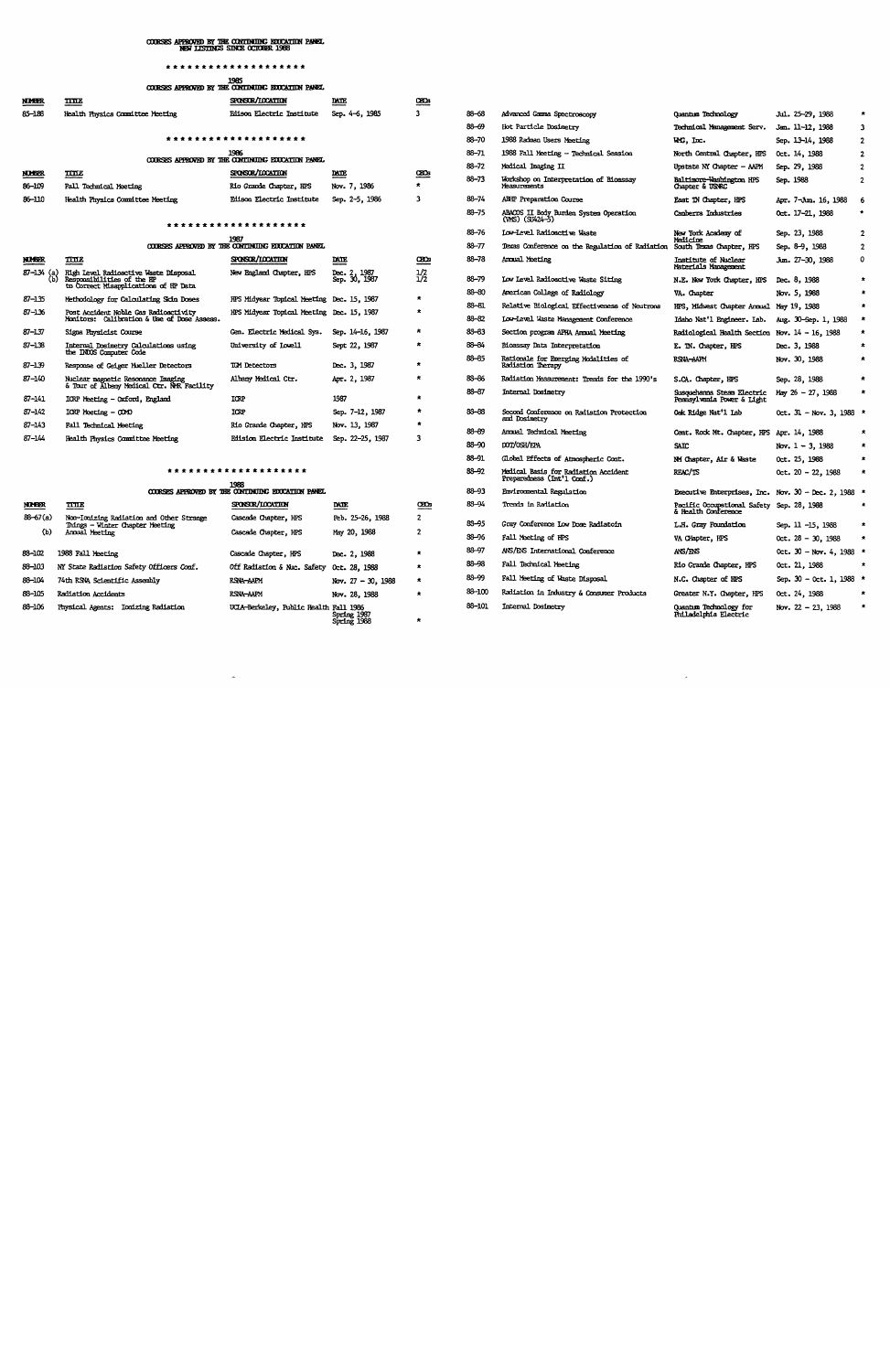COURSES APPROVED BY THE CONTINUING EDUCATION PANEL
NEW LISTINGS SINCE OCTOBER 1988

********************

## 1985
### COURSES APPROVED BY THE CONTINUING EDUCATION PANEL

| NUMBER | TITLE | SPONSOR/LOCATION | DATE | CECs |
|---|---|---|---|---|
| 85-188 | Health Physics Committee Meeting | Edison Electric Institute | Sep. 4-6, 1985 | 3 |

********************

## 1986
### COURSES APPROVED BY THE CONTINUING EDUCATION PANEL

| NUMBER | TITLE | SPONSOR/LOCATION | DATE | CECs |
|---|---|---|---|---|
| 86-109 | Fall Technical Meeting | Rio Grande Chapter, HPS | Nov. 7, 1986 | * |
| 86-110 | Health Physics Committee Meeting | Edison Electric Institute | Sep. 2-5, 1986 | 3 |

********************

## 1987
### COURSES APPROVED BY THE CONTINUING EDUCATION PANEL

| NUMBER | TITLE | SPONSOR/LOCATION | DATE | CECs |
|---|---|---|---|---|
| 87-134 (a) (b) | High Level Radioactive Waste Disposal Responsibilities of the HP to Correct Misapplications of HP Data | New England Chapter, HPS | Dec. 2, 1987 Sep. 30, 1987 | 1/2 1/2 |
| 87-135 | Methodology for Calculating Skin Doses | HPS Midyear Topical Meeting | Dec. 15, 1987 | * |
| 87-136 | Post Accident Noble Gas Radioactivity Monitors: Calibration & Use of Dose Assess. | HPS Midyear Topical Meeting | Dec. 15, 1987 | * |
| 87-137 | Sigma Physicist Course | Gen. Electric Medical Sys. | Sep. 14-16, 1987 | * |
| 87-138 | Internal Dosimetry Calculations using the INDOS Computer Code | University of Lowell | Sept 22, 1987 | * |
| 87-139 | Response of Geiger Mueller Detectors | TGM Detectors | Dec. 3, 1987 | * |
| 87-140 | Nuclear magnetic Resonance Imaging & Tour of Albany Medical Ctr. NMR Facility | Albany Medical Ctr. | Apr. 2, 1987 | * |
| 87-141 | ICRP Meeting - Oxford, England | ICRP | 1987 | * |
| 87-142 | ICRP Meeting - COMO | ICRP | Sep. 7-12, 1987 | * |
| 87-143 | Fall Technical Meeting | Rio Grande Chapter, HPS | Nov. 13, 1987 | * |
| 87-144 | Health Physics Committee Meeting | Edision Electric Institute | Sep. 22-25, 1987 | 3 |

********************

## 1988
### COURSES APPROVED BY THE CONTINUING EDUCATION PANEL

| NUMBER | TITLE | SPONSOR/LOCATION | DATE | CECs |
|---|---|---|---|---|
| 88-67(a) | Non-Ionizing Radiation and Other Strange Things - Winter Chapter Meeting | Cascade Chapter, HPS | Feb. 25-26, 1988 | 2 |
| (b) | Annual Meeting | Cascade Chapter, HPS | May 20, 1988 | 2 |
| 88-102 | 1988 Fall Meeting | Cascade Chapter, HPS | Dec. 2, 1988 | * |
| 88-103 | NY State Radiation Safety Officers Conf. | Off Radiation & Nuc. Safety | Oct. 28, 1988 | * |
| 88-104 | 74th RSNA Scientific Assembly | RSNA-AAPM | Nov. 27 - 30, 1988 | * |
| 88-105 | Radiation Accidents | RSNA-AAPM | Nov. 28, 1988 | * |
| 88-106 | Physical Agents: Ionizing Radiation | UCLA-Berkeley, Public Health | Fall 1986 Spring 1987 Spring 1988 | * |
| 88-68 | Advanced Gamma Spectroscopy | Quantum Technology | Jul. 25-29, 1988 | * |
| 88-69 | Hot Particle Dosimetry | Technical Management Serv. | Jan. 11-12, 1988 | 3 |
| 88-70 | 1988 Radman Users Meeting | WMG, Inc. | Sep. 13-14, 1988 | 2 |
| 88-71 | 1988 Fall Meeting - Technical Session | North Central Chapter, HPS | Oct. 14, 1988 | 2 |
| 88-72 | Medical Imaging II | Upstate NY Chapter - AAPM | Sep. 29, 1988 | 2 |
| 88-73 | Workshop on Interpretation of Bioassay Measurements | Baltimore-Washington HPS Chapter & USNRC | Sep. 1988 | 2 |
| 88-74 | ABHP Preparation Course | East TN Chapter, HPS | Apr. 7-Jun. 16, 1988 | 6 |
| 88-75 | ABACOS II Body Burden System Operation (VMS) (SU424-5) | Canberra Industries | Oct. 17-21, 1988 | * |
| 88-76 | Low-Level Radioactive Waste | New York Academy of Medicine | Sep. 23, 1988 | 2 |
| 88-77 | Texas Conference on the Regulation of Radiation | South Texas Chapter, HPS | Sep. 8-9, 1988 | 2 |
| 88-78 | Annual Meeting | Institute of Nuclear Materials Management | Jun. 27-30, 1988 | 0 |
| 88-79 | Low Level Radioactive Waste Siting | N.E. New York Chapter, HPS | Dec. 8, 1988 | * |
| 88-80 | American College of Radiology | VA. Chapter | Nov. 5, 1988 | * |
| 88-81 | Relative Biological Effectiveness of Neutrons | HPS, Midwest Chapter Annual | May 19, 1988 | * |
| 88-82 | Low-Level Waste Management Conference | Idaho Nat'l Engineer. Lab. | Aug. 30-Sep. 1, 1988 | * |
| 88-83 | Section program APHA Annual Meeting | Radiological Health Section | Nov. 14 - 16, 1988 | * |
| 88-84 | Bioassay Data Interpretation | E. TN. Chapter, HPS | Dec. 3, 1988 | * |
| 88-85 | Rationale for Emerging Modalities of Radiation Therapy | RSNA-AAPM | Nov. 30, 1988 | * |
| 88-86 | Radiation Measurement: Trends for the 1990's | S.CA. Chapter, HPS | Sep. 28, 1988 | * |
| 88-87 | Internal Dosimetry | Susquehanna Steam Electric Pennsylvania Power & Light | May 26 - 27, 1988 | * |
| 88-88 | Second Conference on Radiation Protection and Dosimetry | Oak Ridge Nat'l Lab | Oct. 31 - Nov. 3, 1988 | * |
| 88-89 | Annual Technical Meeting | Cent. Rock Mt. Chapter, HPS | Apr. 14, 1988 | * |
| 88-90 | DOT/OSH/EPA | SAIC | Nov. 1 - 3, 1988 | * |
| 88-91 | Global Effects of Atmospheric Cont. | NM Chapter, Air & Waste | Oct. 25, 1988 | * |
| 88-92 | Medical Basis for Radiation Accident Preparedness (Int'l Conf.) | REAC/TS | Oct. 20 - 22, 1988 | * |
| 88-93 | Environmental Regulation | Executive Enterprises, Inc. | Nov. 30 - Dec. 2, 1988 | * |
| 88-94 | Trends in Radiation | Pacific Occupational Safety & Health Conference | Sep. 28, 1988 | * |
| 88-95 | Gray Conference Low Dose Radiation | L.H. Gray Foundation | Sep. 11 -15, 1988 | * |
| 88-96 | Fall Meeting of HPS | VA Chapter, HPS | Oct. 28 - 30, 1988 | * |
| 88-97 | ANS/ENS International Conference | ANS/ENS | Oct. 30 - Nov. 4, 1988 | * |
| 88-98 | Fall Technical Meeting | Rio Grande Chapter, HPS | Oct. 21, 1988 | * |
| 88-99 | Fall Meeting of Waste Disposal | N.C. Chapter of HPS | Sep. 30 - Oct. 1, 1988 | * |
| 88-100 | Radiation in Industry & Consumer Products | Greater N.Y. Chapter, HPS | Oct. 24, 1988 | * |
| 88-101 | Internal Dosimetry | Quantum Technology for Philadelphia Electric | Nov. 22 - 23, 1988 | * |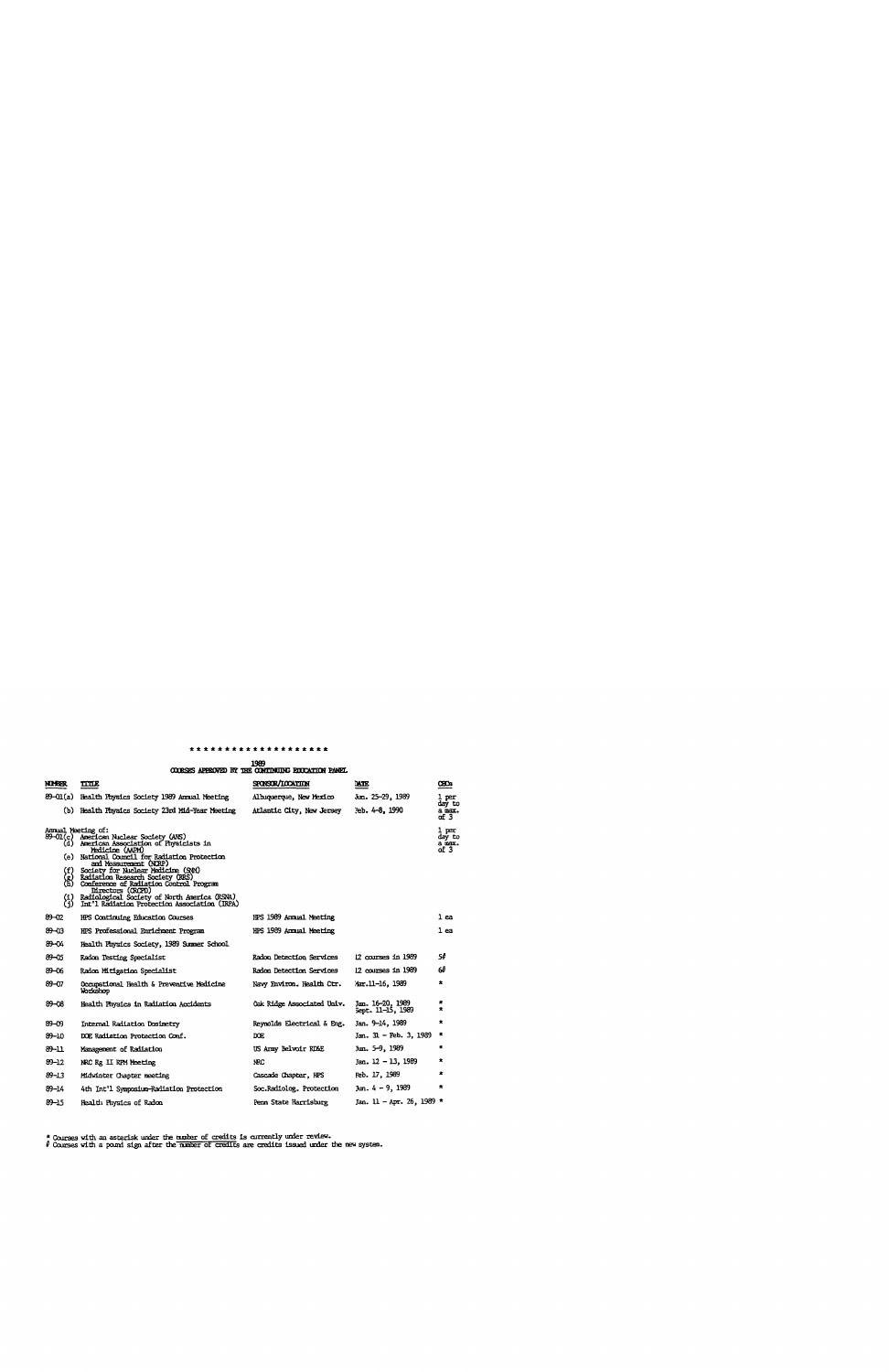\* \* \* \* \* \* \* \* \* \* \* \* \* \* \* \* \* \* \*

## 1989
## COURSES APPROVED BY THE CONTINUING EDUCATION PANEL

| NUMBER | TITLE | SPONSOR/LOCATION | DATE | CECs |
| --- | --- | --- | --- | --- |
| 89-01(a) | Health Physics Society 1989 Annual Meeting | Albuquerque, New Mexico | Jun. 25-29, 1989 | 1 per day to a max. of 3 |
| (b) | Health Physics Society 23rd Mid-Year Meeting | Atlantic City, New Jersey | Feb. 4-8, 1990 | |
| Annual Meeting of: 89-01(c) American Nuclear Society (ANS) (d) American Association of Physicists in Medicine (AAPM) (e) National Council for Radiation Protection and Measurement (NCRP) (f) Society for Nuclear Medicine (SNM) (g) Radiation Research Society (RRS) (h) Conference of Radiation Control Program Directors (CRCPD) (i) Radiological Society of North America (RSNA) (j) Int'l Radiation Protection Association (IRPA) | | | | 1 per day to a max. of 3 |
| 89-02 | HPS Continuing Education Courses | HPS 1989 Annual Meeting | | 1 ea |
| 89-03 | HPS Professional Enrichment Program | HPS 1989 Annual Meeting | | 1 ea |
| 89-04 | Health Physics Society, 1989 Summer School | | | |
| 89-05 | Radon Testing Specialist | Radon Detection Services | 12 courses in 1989 | 5# |
| 89-06 | Radon Mitigation Specialist | Radon Detection Services | 12 courses in 1989 | 6# |
| 89-07 | Occupational Health & Preventive Medicine Workshop | Navy Environ. Health Ctr. | Mar.11-16, 1989 | * |
| 89-08 | Health Physics in Radiation Accidents | Oak Ridge Associated Univ. | Jan. 16-20, 1989<br>Sept. 11-15, 1989 | *<br>* |
| 89-09 | Internal Radiation Dosimetry | Reynolds Electrical & Eng. | Jan. 9-14, 1989 | * |
| 89-10 | DOE Radiation Protection Conf. | DOE | Jan. 31 - Feb. 3, 1989 | * |
| 89-11 | Management of Radiation | US Army Belvoir RD&E | Jun. 5-9, 1989 | * |
| 89-12 | NRC Rg II RPM Meeting | NRC | Jan. 12 - 13, 1989 | * |
| 89-13 | Midwinter Chapter meeting | Cascade Chapter, HPS | Feb. 17, 1989 | * |
| 89-14 | 4th Int'l Symposium-Radiation Protection | Soc.Radiolog. Protection | Jun. 4 - 9, 1989 | * |
| 89-15 | Health Physics of Radon | Penn State Harrisburg | Jan. 11 - Apr. 26, 1989 | * |

\* Courses with an asterisk under the number of credits is currently under review.
\# Courses with a pound sign after the number of credits are credits issued under the new system.